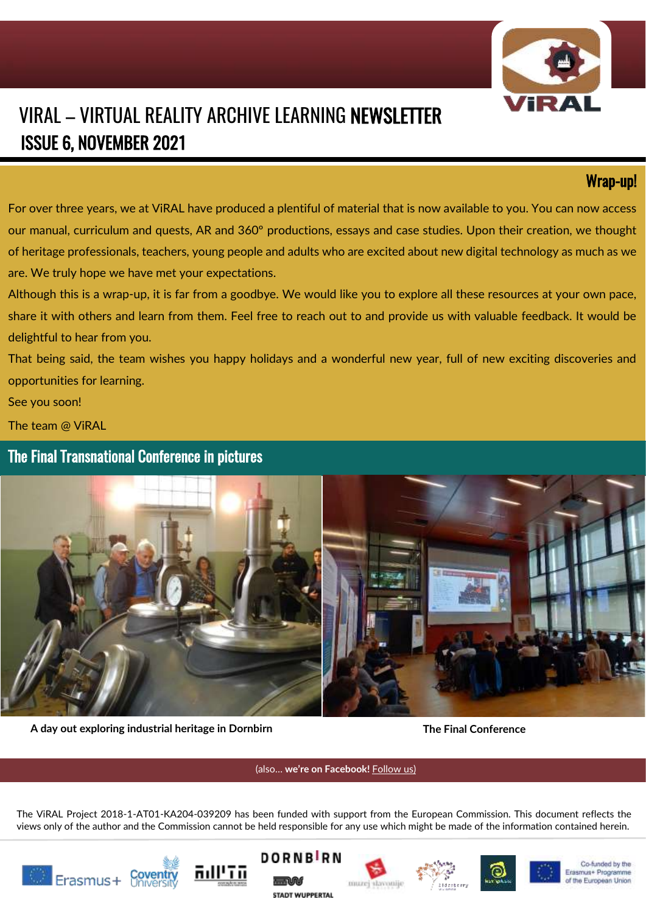# VIRAL – VIRTUAL REALITY ARCHIVE LEARNING NEWSLETTER

## ISSUE 6, NOVEMBER 2021

### Wrap-up!

For over three years, we at ViRAL have produced a plentiful of material that is now available to you. You can now access our manual, curriculum and quests, AR and 360º productions, essays and case studies. Upon their creation, we thought of heritage professionals, teachers, young people and adults who are excited about new digital technology as much as we are. We truly hope we have met your expectations.

Although this is a wrap-up, it is far from a goodbye. We would like you to explore all these resources at your own pace, share it with others and learn from them. Feel free to reach out to and provide us with valuable feedback. It would be delightful to hear from you.

That being said, the team wishes you happy holidays and a wonderful new year, full of new exciting discoveries and opportunities for learning.

See you soon!

The team @ ViRAL

### The Final Transnational Conference in pictures

**A day out exploring industrial heritage in Dornbirn**

**The Final Conference**

(also… **we're on Facebook!** Follow us)

The ViRAL Project 2018-1-AT01-KA204-039209 has been funded with support from the European Commission. This document reflects the views only of the author and the Commission cannot be held responsible for any use which might be made of the information contained herein.

Erasmus+ | Coventry University | DORNBIRN | STADT WUPPERTAL | muzej slavonije | Elderberry | Co-funded by the Erasmus+ Programme of the European Union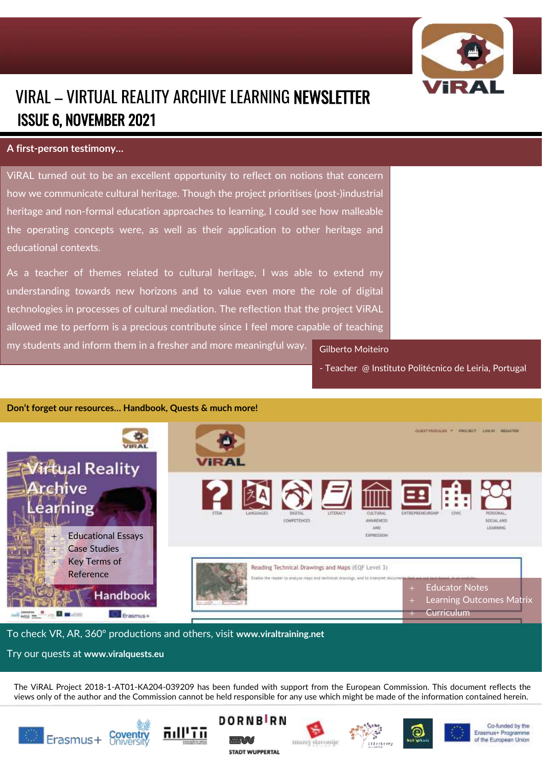# VIRAL – VIRTUAL REALITY ARCHIVE LEARNING NEWSLETTER

## ISSUE 6, NOVEMBER 2021

**A first-person testimony…**

ViRAL turned out to be an excellent opportunity to reflect on notions that concern how we communicate cultural heritage. Though the project prioritises (post-)industrial heritage and non-formal education approaches to learning, I could see how malleable the operating concepts were, as well as their application to other heritage and educational contexts.

As a teacher of themes related to cultural heritage, I was able to extend my understanding towards new horizons and to value even more the role of digital technologies in processes of cultural mediation. The reflection that the project ViRAL allowed me to perform is a precious contribute since I feel more capable of teaching my students and inform them in a fresher and more meaningful way.

Gilberto Moiteiro

- Teacher @ Instituto Politécnico de Leiria, Portugal

**Don't forget our resources… Handbook, Quests & much more!**

- Educational Essays
- Case Studies
- Key Terms of Reference

- Educator Notes
- Learning Outcomes Matrix
- Curriculum

To check VR, AR, 360º productions and others, visit **www.viraltraining.net**

Try our quests at **www.viralquests.eu**

The ViRAL Project 2018-1-AT01-KA204-039209 has been funded with support from the European Commission. This document reflects the views only of the author and the Commission cannot be held responsible for any use which might be made of the information contained herein.